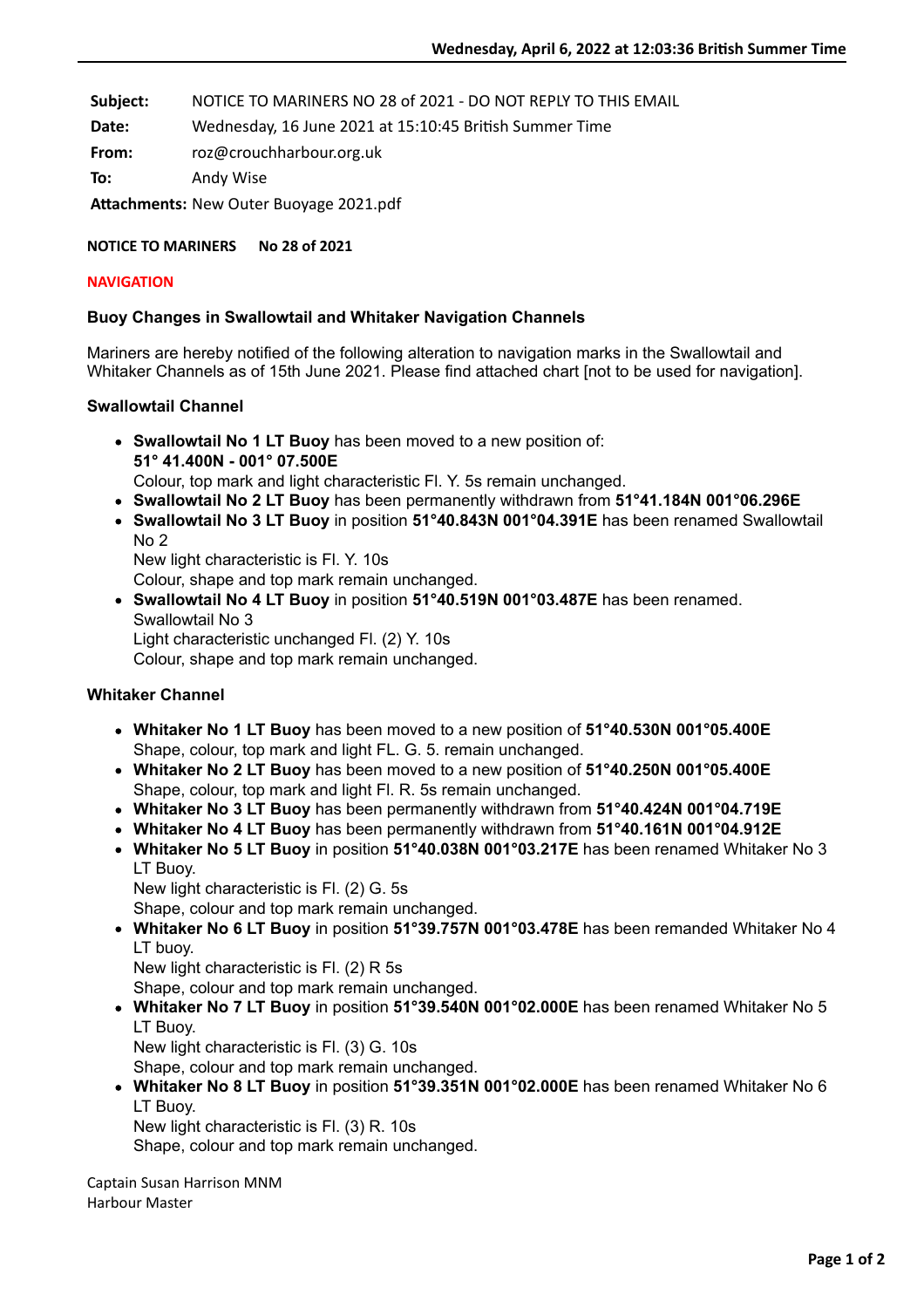**Subject:** NOTICE TO MARINERS NO 28 of 2021 - DO NOT REPLY TO THIS EMAIL
**Date:** Wednesday, 16 June 2021 at 15:10:45 British Summer Time
**From:** roz@crouchharbour.org.uk
**To:** Andy Wise
**Attachments:** New Outer Buoyage 2021.pdf

**NOTICE TO MARINERS No 28 of 2021**

**NAVIGATION**

### Buoy Changes in Swallowtail and Whitaker Navigation Channels

Mariners are hereby notified of the following alteration to navigation marks in the Swallowtail and Whitaker Channels as of 15th June 2021. Please find attached chart [not to be used for navigation].

#### Swallowtail Channel

- **Swallowtail No 1 LT Buoy** has been moved to a new position of:
  **51° 41.400N - 001° 07.500E**
  Colour, top mark and light characteristic Fl. Y. 5s remain unchanged.
- **Swallowtail No 2 LT Buoy** has been permanently withdrawn from **51°41.184N 001°06.296E**
- **Swallowtail No 3 LT Buoy** in position **51°40.843N 001°04.391E** has been renamed Swallowtail No 2
  New light characteristic is Fl. Y. 10s
  Colour, shape and top mark remain unchanged.
- **Swallowtail No 4 LT Buoy** in position **51°40.519N 001°03.487E** has been renamed.
  Swallowtail No 3
  Light characteristic unchanged Fl. (2) Y. 10s
  Colour, shape and top mark remain unchanged.

#### Whitaker Channel

- **Whitaker No 1 LT Buoy** has been moved to a new position of **51°40.530N 001°05.400E**
  Shape, colour, top mark and light FL. G. 5. remain unchanged.
- **Whitaker No 2 LT Buoy** has been moved to a new position of **51°40.250N 001°05.400E**
  Shape, colour, top mark and light Fl. R. 5s remain unchanged.
- **Whitaker No 3 LT Buoy** has been permanently withdrawn from **51°40.424N 001°04.719E**
- **Whitaker No 4 LT Buoy** has been permanently withdrawn from **51°40.161N 001°04.912E**
- **Whitaker No 5 LT Buoy** in position **51°40.038N 001°03.217E** has been renamed Whitaker No 3 LT Buoy.
  New light characteristic is Fl. (2) G. 5s
  Shape, colour and top mark remain unchanged.
- **Whitaker No 6 LT Buoy** in position **51°39.757N 001°03.478E** has been remanded Whitaker No 4 LT buoy.
  New light characteristic is Fl. (2) R 5s
  Shape, colour and top mark remain unchanged.
- **Whitaker No 7 LT Buoy** in position **51°39.540N 001°02.000E** has been renamed Whitaker No 5 LT Buoy.
  New light characteristic is Fl. (3) G. 10s
  Shape, colour and top mark remain unchanged.
- **Whitaker No 8 LT Buoy** in position **51°39.351N 001°02.000E** has been renamed Whitaker No 6 LT Buoy.
  New light characteristic is Fl. (3) R. 10s
  Shape, colour and top mark remain unchanged.

Captain Susan Harrison MNM
Harbour Master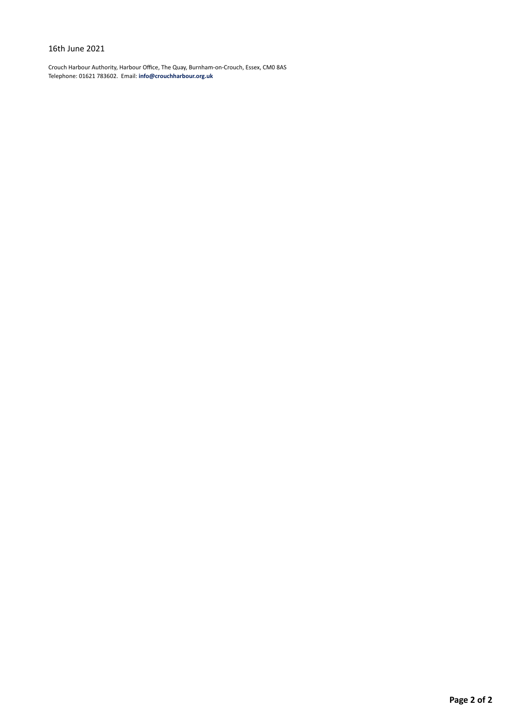16th June 2021

Crouch Harbour Authority, Harbour Office, The Quay, Burnham-on-Crouch, Essex, CM0 8AS
Telephone: 01621 783602. Email: **info@crouchharbour.org.uk**